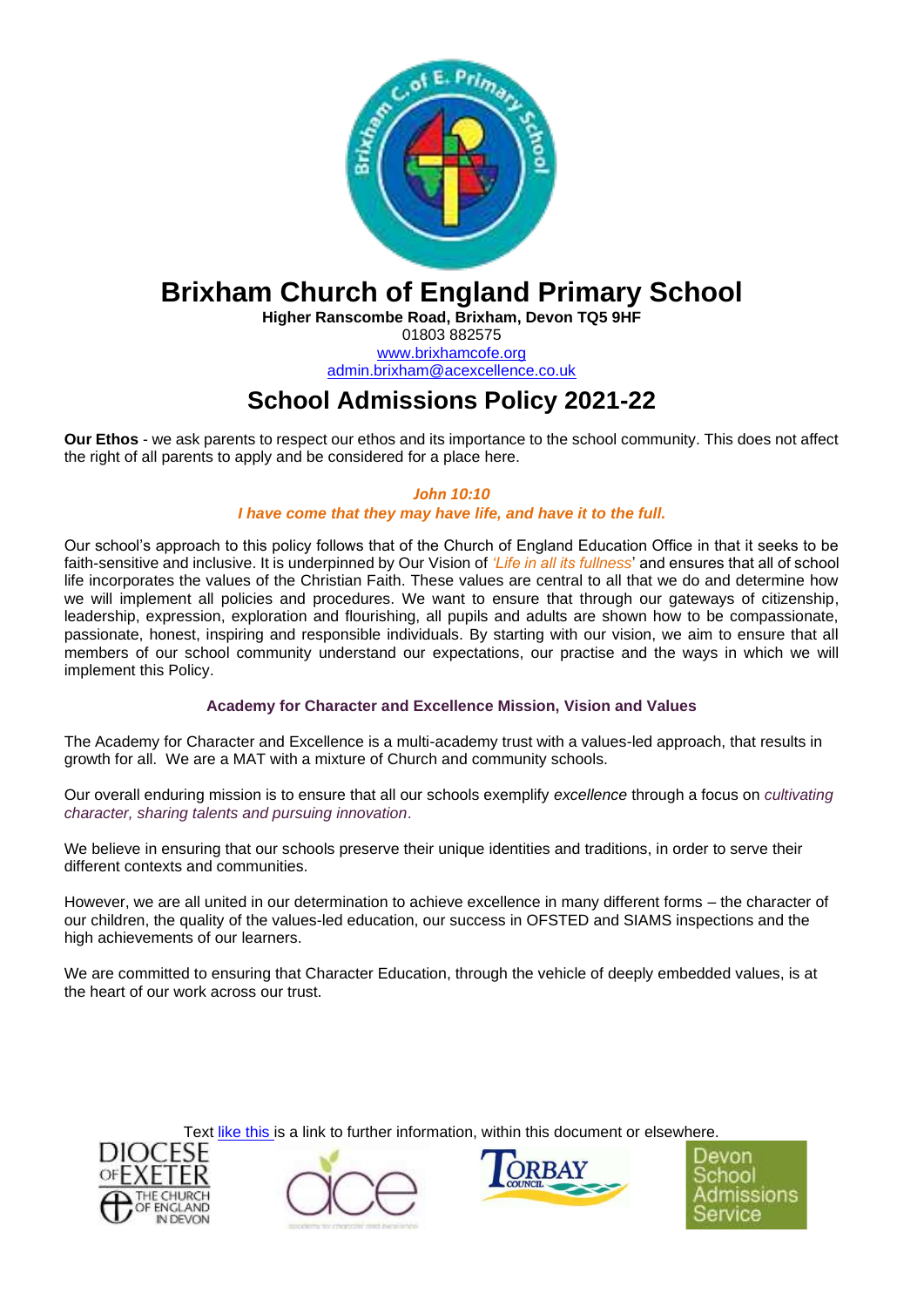# Brixham Church of England Primary School

**Higher Ranscombe Road, Brixham, Devon TQ5 9HF**
01803 882575
[www.brixhamcofe.org](http://www.brixhamcofe.org)
[admin.brixham@acexcellence.co.uk](mailto:admin.brixham@acexcellence.co.uk)

## School Admissions Policy 2021-22

**Our Ethos** - we ask parents to respect our ethos and its importance to the school community. This does not affect the right of all parents to apply and be considered for a place here.

***John 10:10***
***I have come that they may have life, and have it to the full.***

Our school's approach to this policy follows that of the Church of England Education Office in that it seeks to be faith-sensitive and inclusive. It is underpinned by Our Vision of *'Life in all its fullness'* and ensures that all of school life incorporates the values of the Christian Faith. These values are central to all that we do and determine how we will implement all policies and procedures. We want to ensure that through our gateways of citizenship, leadership, expression, exploration and flourishing, all pupils and adults are shown how to be compassionate, passionate, honest, inspiring and responsible individuals. By starting with our vision, we aim to ensure that all members of our school community understand our expectations, our practise and the ways in which we will implement this Policy.

### Academy for Character and Excellence Mission, Vision and Values

The Academy for Character and Excellence is a multi-academy trust with a values-led approach, that results in growth for all. We are a MAT with a mixture of Church and community schools.

Our overall enduring mission is to ensure that all our schools exemplify *excellence* through a focus on *cultivating character, sharing talents and pursuing innovation*.

We believe in ensuring that our schools preserve their unique identities and traditions, in order to serve their different contexts and communities.

However, we are all united in our determination to achieve excellence in many different forms – the character of our children, the quality of the values-led education, our success in OFSTED and SIAMS inspections and the high achievements of our learners.

We are committed to ensuring that Character Education, through the vehicle of deeply embedded values, is at the heart of our work across our trust.

Text [like this](#) is a link to further information, within this document or elsewhere.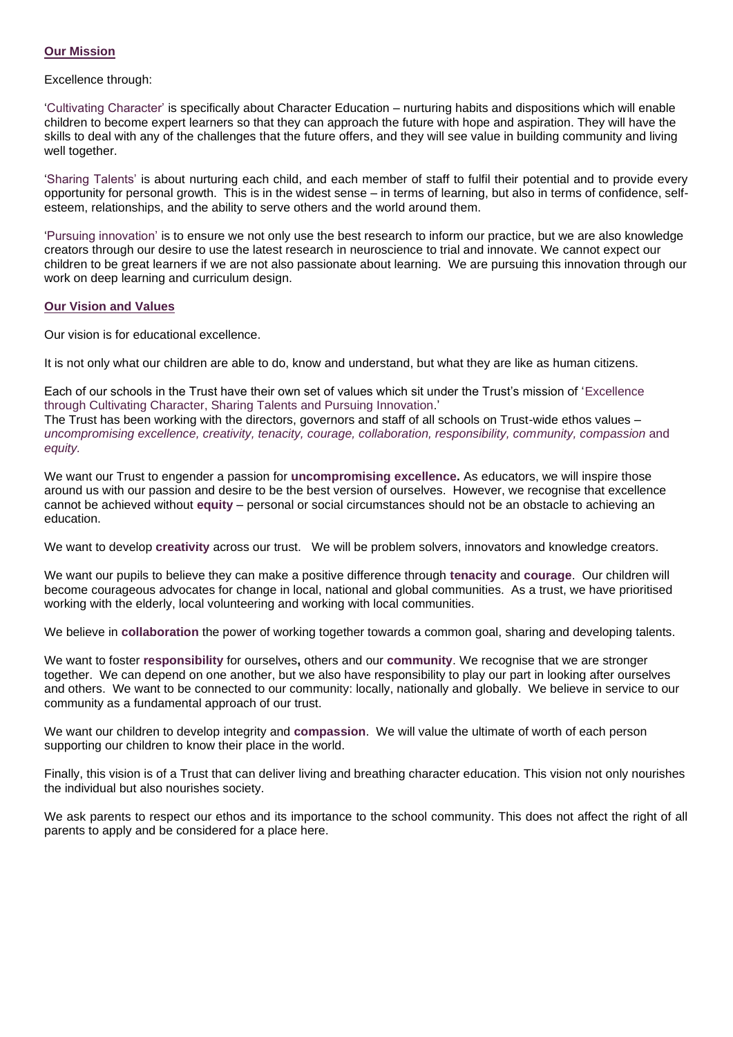## Our Mission

Excellence through:

'Cultivating Character' is specifically about Character Education – nurturing habits and dispositions which will enable children to become expert learners so that they can approach the future with hope and aspiration. They will have the skills to deal with any of the challenges that the future offers, and they will see value in building community and living well together.

'Sharing Talents' is about nurturing each child, and each member of staff to fulfil their potential and to provide every opportunity for personal growth. This is in the widest sense – in terms of learning, but also in terms of confidence, self-esteem, relationships, and the ability to serve others and the world around them.

'Pursuing innovation' is to ensure we not only use the best research to inform our practice, but we are also knowledge creators through our desire to use the latest research in neuroscience to trial and innovate. We cannot expect our children to be great learners if we are not also passionate about learning. We are pursuing this innovation through our work on deep learning and curriculum design.

## Our Vision and Values

Our vision is for educational excellence.

It is not only what our children are able to do, know and understand, but what they are like as human citizens.

Each of our schools in the Trust have their own set of values which sit under the Trust's mission of 'Excellence through Cultivating Character, Sharing Talents and Pursuing Innovation.'
The Trust has been working with the directors, governors and staff of all schools on Trust-wide ethos values – *uncompromising excellence, creativity, tenacity, courage, collaboration, responsibility, community, compassion* and *equity.*

We want our Trust to engender a passion for **uncompromising excellence.** As educators, we will inspire those around us with our passion and desire to be the best version of ourselves. However, we recognise that excellence cannot be achieved without **equity** – personal or social circumstances should not be an obstacle to achieving an education.

We want to develop **creativity** across our trust. We will be problem solvers, innovators and knowledge creators.

We want our pupils to believe they can make a positive difference through **tenacity** and **courage**. Our children will become courageous advocates for change in local, national and global communities. As a trust, we have prioritised working with the elderly, local volunteering and working with local communities.

We believe in **collaboration** the power of working together towards a common goal, sharing and developing talents.

We want to foster **responsibility** for ourselves**,** others and our **community**. We recognise that we are stronger together. We can depend on one another, but we also have responsibility to play our part in looking after ourselves and others. We want to be connected to our community: locally, nationally and globally. We believe in service to our community as a fundamental approach of our trust.

We want our children to develop integrity and **compassion**. We will value the ultimate of worth of each person supporting our children to know their place in the world.

Finally, this vision is of a Trust that can deliver living and breathing character education. This vision not only nourishes the individual but also nourishes society.

We ask parents to respect our ethos and its importance to the school community. This does not affect the right of all parents to apply and be considered for a place here.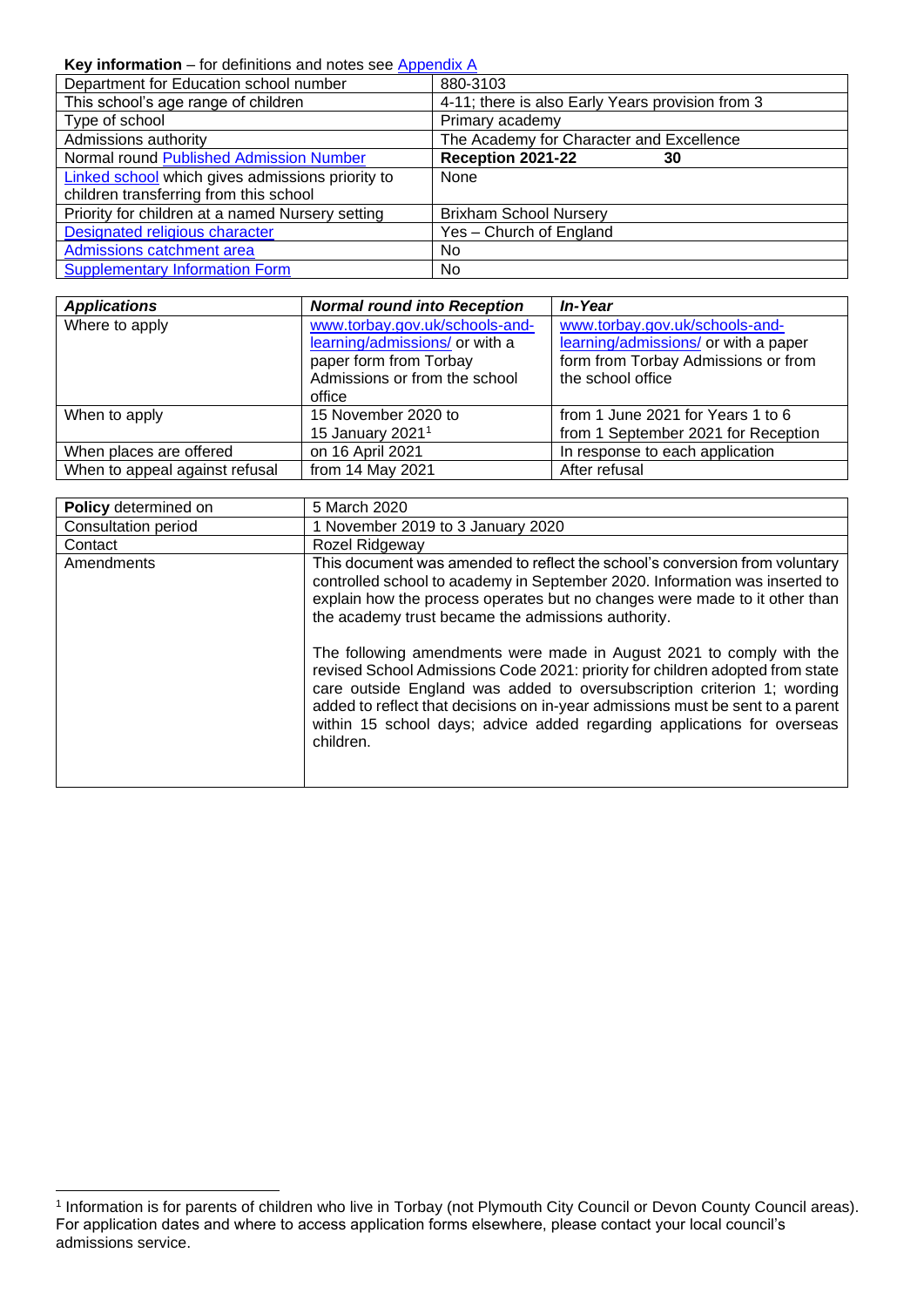**Key information** – for definitions and notes see Appendix A

| Department for Education school number | 880-3103 |
|---|---|
| This school's age range of children | 4-11; there is also Early Years provision from 3 |
| Type of school | Primary academy |
| Admissions authority | The Academy for Character and Excellence |
| Normal round Published Admission Number | **Reception 2021-22 30** |
| Linked school which gives admissions priority to children transferring from this school | None |
| Priority for children at a named Nursery setting | Brixham School Nursery |
| Designated religious character | Yes – Church of England |
| Admissions catchment area | No |
| Supplementary Information Form | No |

| ***Applications*** | ***Normal round into Reception*** | ***In-Year*** |
|---|---|---|
| Where to apply | www.torbay.gov.uk/schools-and-learning/admissions/ or with a paper form from Torbay Admissions or from the school office | www.torbay.gov.uk/schools-and-learning/admissions/ or with a paper form from Torbay Admissions or from the school office |
| When to apply | 15 November 2020 to 15 January 2021[1] | from 1 June 2021 for Years 1 to 6<br>from 1 September 2021 for Reception |
| When places are offered | on 16 April 2021 | In response to each application |
| When to appeal against refusal | from 14 May 2021 | After refusal |

| **Policy** determined on | 5 March 2020 |
|---|---|
| Consultation period | 1 November 2019 to 3 January 2020 |
| Contact | Rozel Ridgeway |
| Amendments | This document was amended to reflect the school's conversion from voluntary controlled school to academy in September 2020. Information was inserted to explain how the process operates but no changes were made to it other than the academy trust became the admissions authority.<br><br>The following amendments were made in August 2021 to comply with the revised School Admissions Code 2021: priority for children adopted from state care outside England was added to oversubscription criterion 1; wording added to reflect that decisions on in-year admissions must be sent to a parent within 15 school days; advice added regarding applications for overseas children. |

[1] Information is for parents of children who live in Torbay (not Plymouth City Council or Devon County Council areas). For application dates and where to access application forms elsewhere, please contact your local council's admissions service.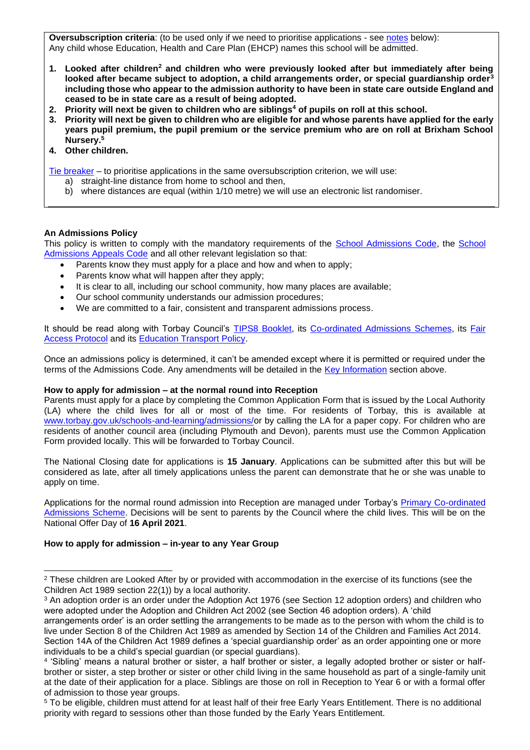**Oversubscription criteria**: (to be used only if we need to prioritise applications - see notes below):
Any child whose Education, Health and Care Plan (EHCP) names this school will be admitted.

1. **Looked after children[2] and children who were previously looked after but immediately after being looked after became subject to adoption, a child arrangements order, or special guardianship order[3] including those who appear to the admission authority to have been in state care outside England and ceased to be in state care as a result of being adopted.**
2. **Priority will next be given to children who are siblings[4] of pupils on roll at this school.**
3. **Priority will next be given to children who are eligible for and whose parents have applied for the early years pupil premium, the pupil premium or the service premium who are on roll at Brixham School Nursery.[5]**
4. **Other children.**

Tie breaker – to prioritise applications in the same oversubscription criterion, we will use:

a) straight-line distance from home to school and then,
b) where distances are equal (within 1/10 metre) we will use an electronic list randomiser.

**An Admissions Policy**

This policy is written to comply with the mandatory requirements of the School Admissions Code, the School Admissions Appeals Code and all other relevant legislation so that:

- Parents know they must apply for a place and how and when to apply;
- Parents know what will happen after they apply;
- It is clear to all, including our school community, how many places are available;
- Our school community understands our admission procedures;
- We are committed to a fair, consistent and transparent admissions process.

It should be read along with Torbay Council's TIPS8 Booklet, its Co-ordinated Admissions Schemes, its Fair Access Protocol and its Education Transport Policy.

Once an admissions policy is determined, it can't be amended except where it is permitted or required under the terms of the Admissions Code. Any amendments will be detailed in the Key Information section above.

**How to apply for admission – at the normal round into Reception**

Parents must apply for a place by completing the Common Application Form that is issued by the Local Authority (LA) where the child lives for all or most of the time. For residents of Torbay, this is available at www.torbay.gov.uk/schools-and-learning/admissions/or by calling the LA for a paper copy. For children who are residents of another council area (including Plymouth and Devon), parents must use the Common Application Form provided locally. This will be forwarded to Torbay Council.

The National Closing date for applications is **15 January**. Applications can be submitted after this but will be considered as late, after all timely applications unless the parent can demonstrate that he or she was unable to apply on time.

Applications for the normal round admission into Reception are managed under Torbay's Primary Co-ordinated Admissions Scheme. Decisions will be sent to parents by the Council where the child lives. This will be on the National Offer Day of **16 April 2021**.

**How to apply for admission – in-year to any Year Group**

---

[2] These children are Looked After by or provided with accommodation in the exercise of its functions (see the Children Act 1989 section 22(1)) by a local authority.

[3] An adoption order is an order under the Adoption Act 1976 (see Section 12 adoption orders) and children who were adopted under the Adoption and Children Act 2002 (see Section 46 adoption orders). A 'child arrangements order' is an order settling the arrangements to be made as to the person with whom the child is to live under Section 8 of the Children Act 1989 as amended by Section 14 of the Children and Families Act 2014. Section 14A of the Children Act 1989 defines a 'special guardianship order' as an order appointing one or more individuals to be a child's special guardian (or special guardians).

[4] 'Sibling' means a natural brother or sister, a half brother or sister, a legally adopted brother or sister or half-brother or sister, a step brother or sister or other child living in the same household as part of a single-family unit at the date of their application for a place. Siblings are those on roll in Reception to Year 6 or with a formal offer of admission to those year groups.

[5] To be eligible, children must attend for at least half of their free Early Years Entitlement. There is no additional priority with regard to sessions other than those funded by the Early Years Entitlement.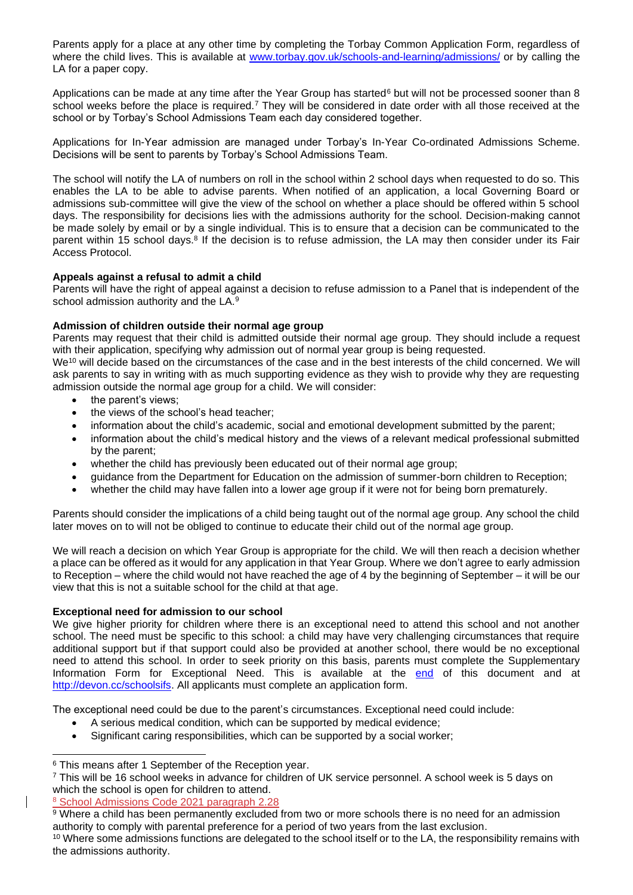Parents apply for a place at any other time by completing the Torbay Common Application Form, regardless of where the child lives. This is available at www.torbay.gov.uk/schools-and-learning/admissions/ or by calling the LA for a paper copy.

Applications can be made at any time after the Year Group has started[6] but will not be processed sooner than 8 school weeks before the place is required.[7] They will be considered in date order with all those received at the school or by Torbay's School Admissions Team each day considered together.

Applications for In-Year admission are managed under Torbay's In-Year Co-ordinated Admissions Scheme. Decisions will be sent to parents by Torbay's School Admissions Team.

The school will notify the LA of numbers on roll in the school within 2 school days when requested to do so. This enables the LA to be able to advise parents. When notified of an application, a local Governing Board or admissions sub-committee will give the view of the school on whether a place should be offered within 5 school days. The responsibility for decisions lies with the admissions authority for the school. Decision-making cannot be made solely by email or by a single individual. This is to ensure that a decision can be communicated to the parent within 15 school days.[8] If the decision is to refuse admission, the LA may then consider under its Fair Access Protocol.

**Appeals against a refusal to admit a child**

Parents will have the right of appeal against a decision to refuse admission to a Panel that is independent of the school admission authority and the LA.[9]

**Admission of children outside their normal age group**

Parents may request that their child is admitted outside their normal age group. They should include a request with their application, specifying why admission out of normal year group is being requested.

We[10] will decide based on the circumstances of the case and in the best interests of the child concerned. We will ask parents to say in writing with as much supporting evidence as they wish to provide why they are requesting admission outside the normal age group for a child. We will consider:

- the parent's views;
- the views of the school's head teacher;
- information about the child's academic, social and emotional development submitted by the parent;
- information about the child's medical history and the views of a relevant medical professional submitted by the parent;
- whether the child has previously been educated out of their normal age group;
- guidance from the Department for Education on the admission of summer-born children to Reception;
- whether the child may have fallen into a lower age group if it were not for being born prematurely.

Parents should consider the implications of a child being taught out of the normal age group. Any school the child later moves on to will not be obliged to continue to educate their child out of the normal age group.

We will reach a decision on which Year Group is appropriate for the child. We will then reach a decision whether a place can be offered as it would for any application in that Year Group. Where we don't agree to early admission to Reception – where the child would not have reached the age of 4 by the beginning of September – it will be our view that this is not a suitable school for the child at that age.

**Exceptional need for admission to our school**

We give higher priority for children where there is an exceptional need to attend this school and not another school. The need must be specific to this school: a child may have very challenging circumstances that require additional support but if that support could also be provided at another school, there would be no exceptional need to attend this school. In order to seek priority on this basis, parents must complete the Supplementary Information Form for Exceptional Need. This is available at the end of this document and at http://devon.cc/schoolsifs. All applicants must complete an application form.

The exceptional need could be due to the parent's circumstances. Exceptional need could include:

- A serious medical condition, which can be supported by medical evidence;
- Significant caring responsibilities, which can be supported by a social worker;

---

[6] This means after 1 September of the Reception year.

[7] This will be 16 school weeks in advance for children of UK service personnel. A school week is 5 days on which the school is open for children to attend.

[8] School Admissions Code 2021 paragraph 2.28

[9] Where a child has been permanently excluded from two or more schools there is no need for an admission authority to comply with parental preference for a period of two years from the last exclusion.

[10] Where some admissions functions are delegated to the school itself or to the LA, the responsibility remains with the admissions authority.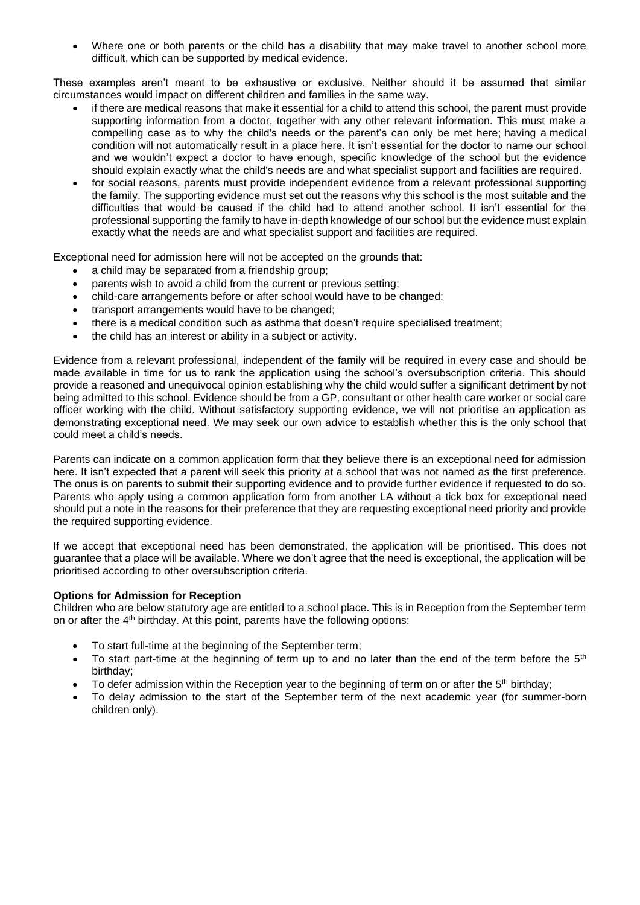- Where one or both parents or the child has a disability that may make travel to another school more difficult, which can be supported by medical evidence.

These examples aren't meant to be exhaustive or exclusive. Neither should it be assumed that similar circumstances would impact on different children and families in the same way.

- if there are medical reasons that make it essential for a child to attend this school, the parent must provide supporting information from a doctor, together with any other relevant information. This must make a compelling case as to why the child's needs or the parent's can only be met here; having a medical condition will not automatically result in a place here. It isn't essential for the doctor to name our school and we wouldn't expect a doctor to have enough, specific knowledge of the school but the evidence should explain exactly what the child's needs are and what specialist support and facilities are required.
- for social reasons, parents must provide independent evidence from a relevant professional supporting the family. The supporting evidence must set out the reasons why this school is the most suitable and the difficulties that would be caused if the child had to attend another school. It isn't essential for the professional supporting the family to have in-depth knowledge of our school but the evidence must explain exactly what the needs are and what specialist support and facilities are required.

Exceptional need for admission here will not be accepted on the grounds that:

- a child may be separated from a friendship group;
- parents wish to avoid a child from the current or previous setting;
- child-care arrangements before or after school would have to be changed;
- transport arrangements would have to be changed;
- there is a medical condition such as asthma that doesn't require specialised treatment;
- the child has an interest or ability in a subject or activity.

Evidence from a relevant professional, independent of the family will be required in every case and should be made available in time for us to rank the application using the school's oversubscription criteria. This should provide a reasoned and unequivocal opinion establishing why the child would suffer a significant detriment by not being admitted to this school. Evidence should be from a GP, consultant or other health care worker or social care officer working with the child. Without satisfactory supporting evidence, we will not prioritise an application as demonstrating exceptional need. We may seek our own advice to establish whether this is the only school that could meet a child's needs.

Parents can indicate on a common application form that they believe there is an exceptional need for admission here. It isn't expected that a parent will seek this priority at a school that was not named as the first preference. The onus is on parents to submit their supporting evidence and to provide further evidence if requested to do so. Parents who apply using a common application form from another LA without a tick box for exceptional need should put a note in the reasons for their preference that they are requesting exceptional need priority and provide the required supporting evidence.

If we accept that exceptional need has been demonstrated, the application will be prioritised. This does not guarantee that a place will be available. Where we don't agree that the need is exceptional, the application will be prioritised according to other oversubscription criteria.

**Options for Admission for Reception**

Children who are below statutory age are entitled to a school place. This is in Reception from the September term on or after the 4th birthday. At this point, parents have the following options:

- To start full-time at the beginning of the September term;
- To start part-time at the beginning of term up to and no later than the end of the term before the 5th birthday;
- To defer admission within the Reception year to the beginning of term on or after the 5th birthday;
- To delay admission to the start of the September term of the next academic year (for summer-born children only).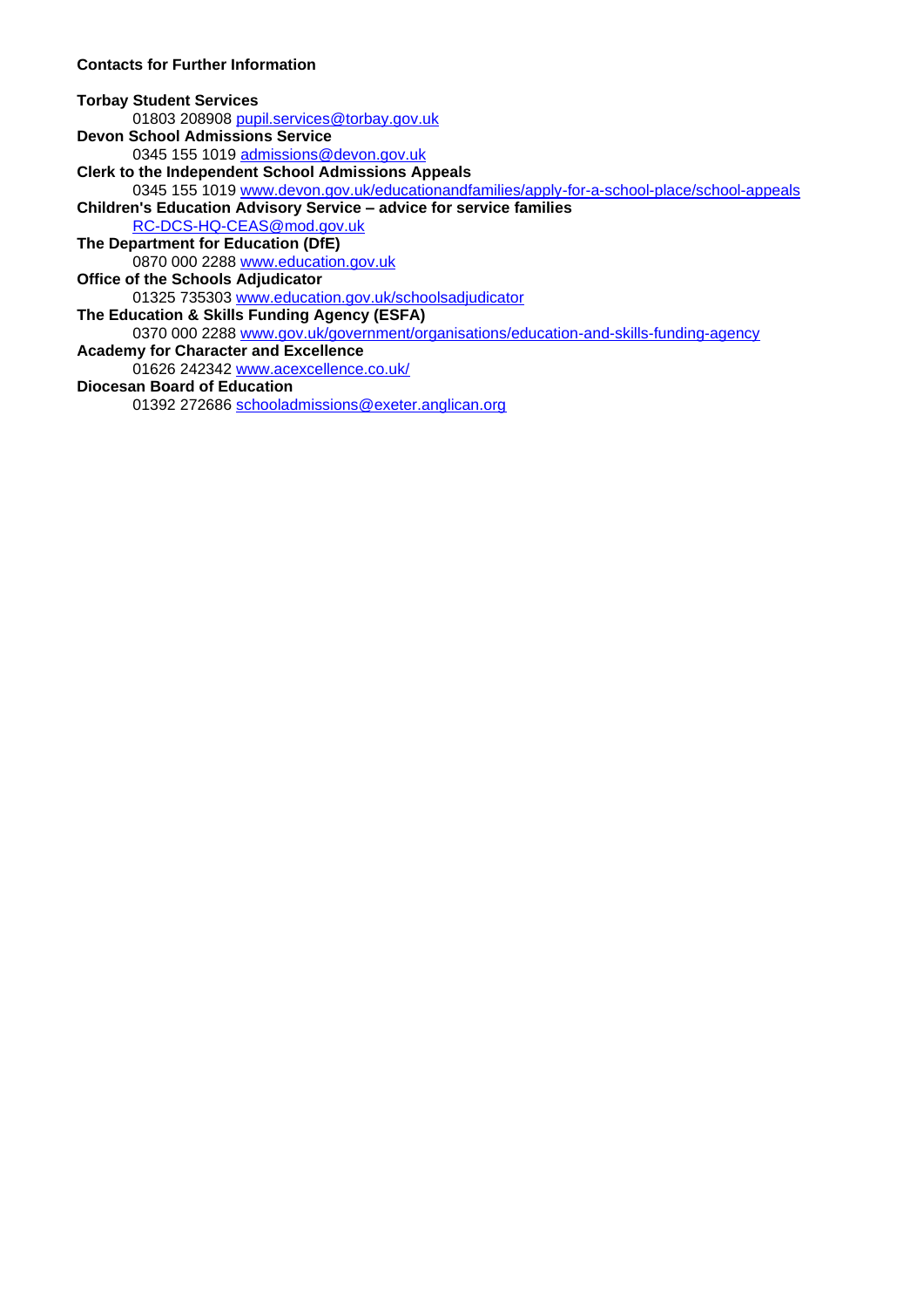**Contacts for Further Information**

**Torbay Student Services**
01803 208908 pupil.services@torbay.gov.uk

**Devon School Admissions Service**
0345 155 1019 admissions@devon.gov.uk

**Clerk to the Independent School Admissions Appeals**
0345 155 1019 www.devon.gov.uk/educationandfamilies/apply-for-a-school-place/school-appeals

**Children's Education Advisory Service – advice for service families**
RC-DCS-HQ-CEAS@mod.gov.uk

**The Department for Education (DfE)**
0870 000 2288 www.education.gov.uk

**Office of the Schools Adjudicator**
01325 735303 www.education.gov.uk/schoolsadjudicator

**The Education & Skills Funding Agency (ESFA)**
0370 000 2288 www.gov.uk/government/organisations/education-and-skills-funding-agency

**Academy for Character and Excellence**
01626 242342 www.acexcellence.co.uk/

**Diocesan Board of Education**
01392 272686 schooladmissions@exeter.anglican.org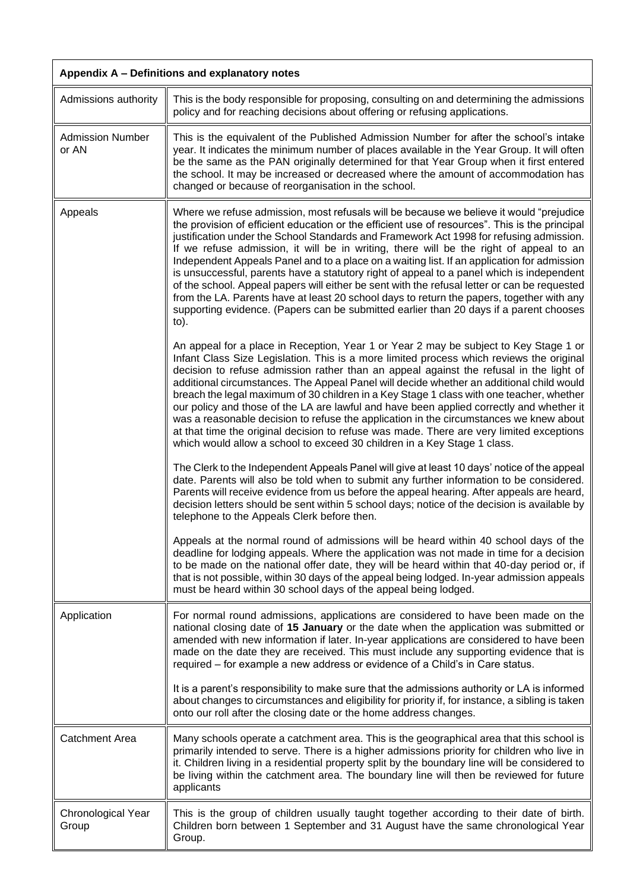| Appendix A – Definitions and explanatory notes | |
|---|---|
| Admissions authority | This is the body responsible for proposing, consulting on and determining the admissions policy and for reaching decisions about offering or refusing applications. |
| Admission Number or AN | This is the equivalent of the Published Admission Number for after the school's intake year. It indicates the minimum number of places available in the Year Group. It will often be the same as the PAN originally determined for that Year Group when it first entered the school. It may be increased or decreased where the amount of accommodation has changed or because of reorganisation in the school. |
| Appeals | Where we refuse admission, most refusals will be because we believe it would "prejudice the provision of efficient education or the efficient use of resources". This is the principal justification under the School Standards and Framework Act 1998 for refusing admission. If we refuse admission, it will be in writing, there will be the right of appeal to an Independent Appeals Panel and to a place on a waiting list. If an application for admission is unsuccessful, parents have a statutory right of appeal to a panel which is independent of the school. Appeal papers will either be sent with the refusal letter or can be requested from the LA. Parents have at least 20 school days to return the papers, together with any supporting evidence. (Papers can be submitted earlier than 20 days if a parent chooses to).<br><br>An appeal for a place in Reception, Year 1 or Year 2 may be subject to Key Stage 1 or Infant Class Size Legislation. This is a more limited process which reviews the original decision to refuse admission rather than an appeal against the refusal in the light of additional circumstances. The Appeal Panel will decide whether an additional child would breach the legal maximum of 30 children in a Key Stage 1 class with one teacher, whether our policy and those of the LA are lawful and have been applied correctly and whether it was a reasonable decision to refuse the application in the circumstances we knew about at that time the original decision to refuse was made. There are very limited exceptions which would allow a school to exceed 30 children in a Key Stage 1 class.<br><br>The Clerk to the Independent Appeals Panel will give at least 10 days' notice of the appeal date. Parents will also be told when to submit any further information to be considered. Parents will receive evidence from us before the appeal hearing. After appeals are heard, decision letters should be sent within 5 school days; notice of the decision is available by telephone to the Appeals Clerk before then.<br><br>Appeals at the normal round of admissions will be heard within 40 school days of the deadline for lodging appeals. Where the application was not made in time for a decision to be made on the national offer date, they will be heard within that 40-day period or, if that is not possible, within 30 days of the appeal being lodged. In-year admission appeals must be heard within 30 school days of the appeal being lodged. |
| Application | For normal round admissions, applications are considered to have been made on the national closing date of **15 January** or the date when the application was submitted or amended with new information if later. In-year applications are considered to have been made on the date they are received. This must include any supporting evidence that is required – for example a new address or evidence of a Child's in Care status.<br><br>It is a parent's responsibility to make sure that the admissions authority or LA is informed about changes to circumstances and eligibility for priority if, for instance, a sibling is taken onto our roll after the closing date or the home address changes. |
| Catchment Area | Many schools operate a catchment area. This is the geographical area that this school is primarily intended to serve. There is a higher admissions priority for children who live in it. Children living in a residential property split by the boundary line will be considered to be living within the catchment area. The boundary line will then be reviewed for future applicants |
| Chronological Year Group | This is the group of children usually taught together according to their date of birth. Children born between 1 September and 31 August have the same chronological Year Group. |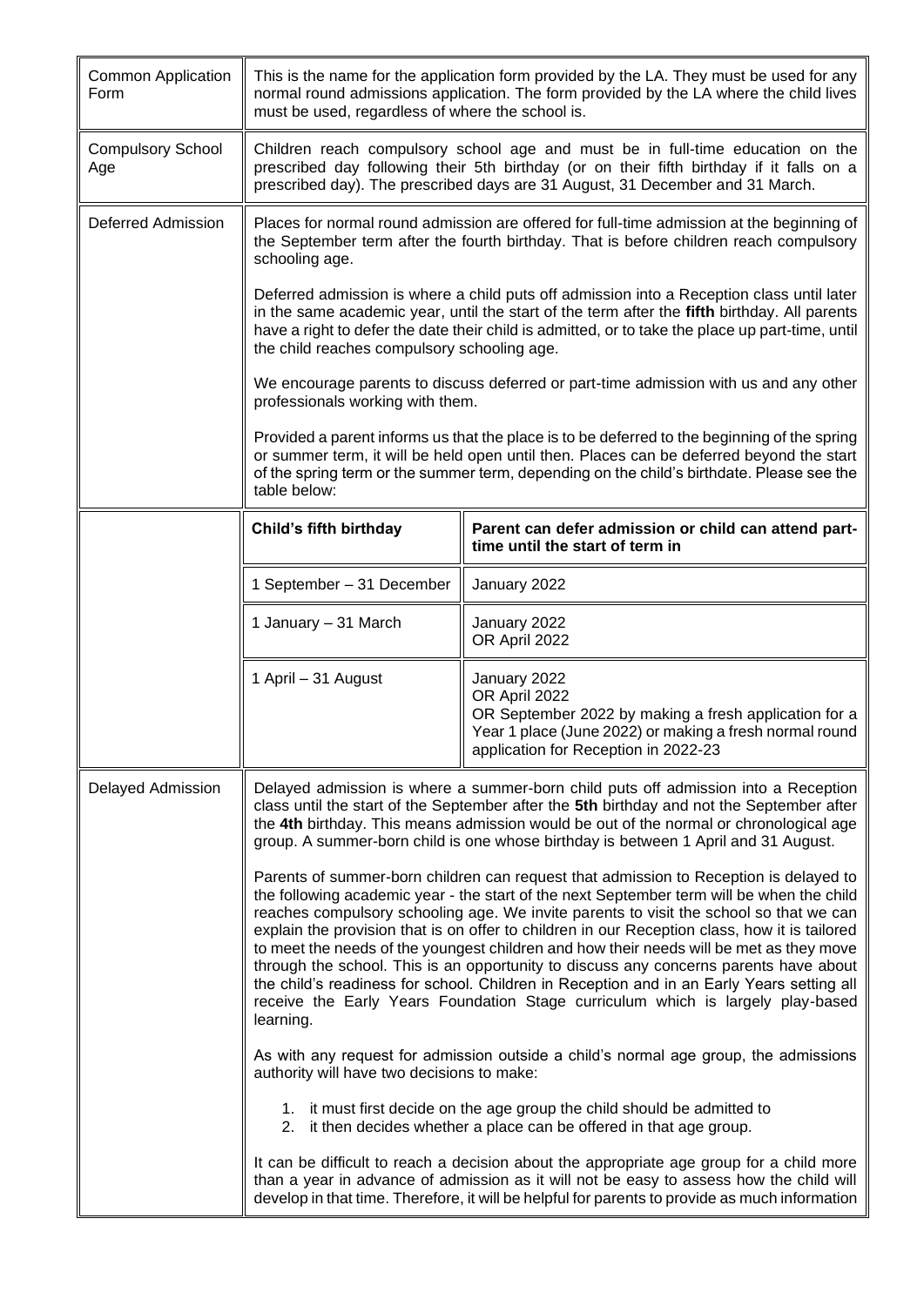| Term | Definition | |
|---|---|---|
| Common Application Form | This is the name for the application form provided by the LA. They must be used for any normal round admissions application. The form provided by the LA where the child lives must be used, regardless of where the school is. | |
| Compulsory School Age | Children reach compulsory school age and must be in full-time education on the prescribed day following their 5th birthday (or on their fifth birthday if it falls on a prescribed day). The prescribed days are 31 August, 31 December and 31 March. | |
| Deferred Admission | Places for normal round admission are offered for full-time admission at the beginning of the September term after the fourth birthday. That is before children reach compulsory schooling age.<br><br>Deferred admission is where a child puts off admission into a Reception class until later in the same academic year, until the start of the term after the **fifth** birthday. All parents have a right to defer the date their child is admitted, or to take the place up part-time, until the child reaches compulsory schooling age.<br><br>We encourage parents to discuss deferred or part-time admission with us and any other professionals working with them.<br><br>Provided a parent informs us that the place is to be deferred to the beginning of the spring or summer term, it will be held open until then. Places can be deferred beyond the start of the spring term or the summer term, depending on the child's birthdate. Please see the table below: | |
| | **Child's fifth birthday** | **Parent can defer admission or child can attend part-time until the start of term in** |
| | 1 September – 31 December | January 2022 |
| | 1 January – 31 March | January 2022<br>OR April 2022 |
| | 1 April – 31 August | January 2022<br>OR April 2022<br>OR September 2022 by making a fresh application for a Year 1 place (June 2022) or making a fresh normal round application for Reception in 2022-23 |
| Delayed Admission | Delayed admission is where a summer-born child puts off admission into a Reception class until the start of the September after the **5th** birthday and not the September after the **4th** birthday. This means admission would be out of the normal or chronological age group. A summer-born child is one whose birthday is between 1 April and 31 August.<br><br>Parents of summer-born children can request that admission to Reception is delayed to the following academic year - the start of the next September term will be when the child reaches compulsory schooling age. We invite parents to visit the school so that we can explain the provision that is on offer to children in our Reception class, how it is tailored to meet the needs of the youngest children and how their needs will be met as they move through the school. This is an opportunity to discuss any concerns parents have about the child's readiness for school. Children in Reception and in an Early Years setting all receive the Early Years Foundation Stage curriculum which is largely play-based learning.<br><br>As with any request for admission outside a child's normal age group, the admissions authority will have two decisions to make:<br><br>1. it must first decide on the age group the child should be admitted to<br>2. it then decides whether a place can be offered in that age group.<br><br>It can be difficult to reach a decision about the appropriate age group for a child more than a year in advance of admission as it will not be easy to assess how the child will develop in that time. Therefore, it will be helpful for parents to provide as much information | |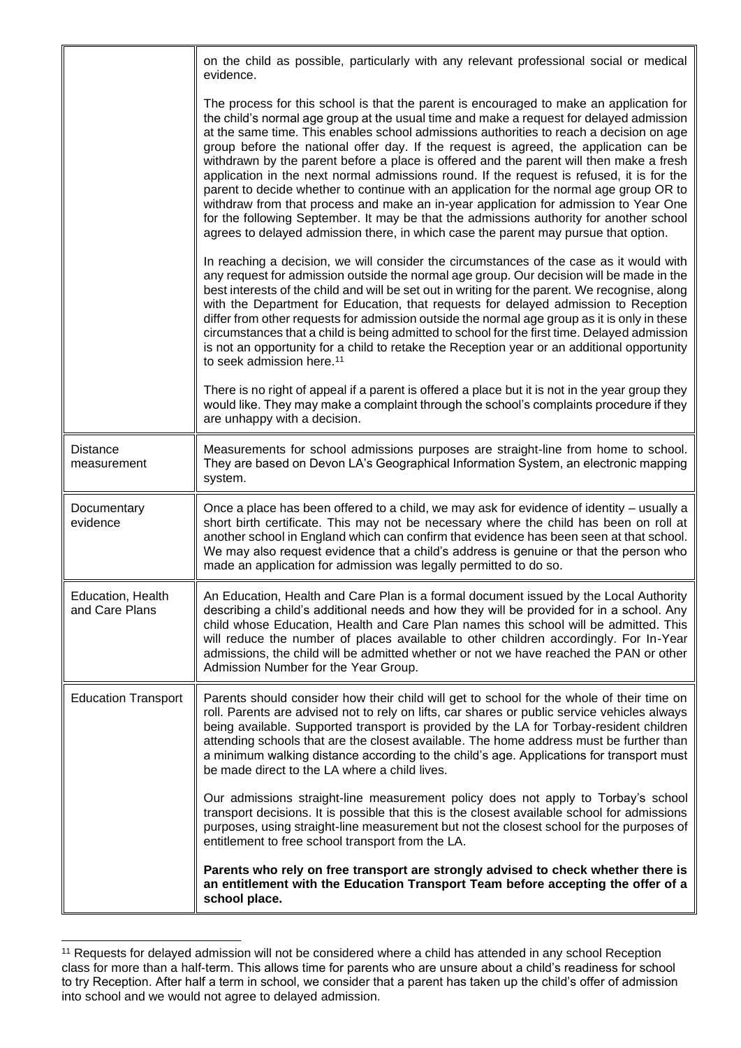| | |
|---|---|
| | on the child as possible, particularly with any relevant professional social or medical evidence.<br><br>The process for this school is that the parent is encouraged to make an application for the child's normal age group at the usual time and make a request for delayed admission at the same time. This enables school admissions authorities to reach a decision on age group before the national offer day. If the request is agreed, the application can be withdrawn by the parent before a place is offered and the parent will then make a fresh application in the next normal admissions round. If the request is refused, it is for the parent to decide whether to continue with an application for the normal age group OR to withdraw from that process and make an in-year application for admission to Year One for the following September. It may be that the admissions authority for another school agrees to delayed admission there, in which case the parent may pursue that option.<br><br>In reaching a decision, we will consider the circumstances of the case as it would with any request for admission outside the normal age group. Our decision will be made in the best interests of the child and will be set out in writing for the parent. We recognise, along with the Department for Education, that requests for delayed admission to Reception differ from other requests for admission outside the normal age group as it is only in these circumstances that a child is being admitted to school for the first time. Delayed admission is not an opportunity for a child to retake the Reception year or an additional opportunity to seek admission here.[11]<br><br>There is no right of appeal if a parent is offered a place but it is not in the year group they would like. They may make a complaint through the school's complaints procedure if they are unhappy with a decision. |
| Distance measurement | Measurements for school admissions purposes are straight-line from home to school. They are based on Devon LA's Geographical Information System, an electronic mapping system. |
| Documentary evidence | Once a place has been offered to a child, we may ask for evidence of identity – usually a short birth certificate. This may not be necessary where the child has been on roll at another school in England which can confirm that evidence has been seen at that school. We may also request evidence that a child's address is genuine or that the person who made an application for admission was legally permitted to do so. |
| Education, Health and Care Plans | An Education, Health and Care Plan is a formal document issued by the Local Authority describing a child's additional needs and how they will be provided for in a school. Any child whose Education, Health and Care Plan names this school will be admitted. This will reduce the number of places available to other children accordingly. For In-Year admissions, the child will be admitted whether or not we have reached the PAN or other Admission Number for the Year Group. |
| Education Transport | Parents should consider how their child will get to school for the whole of their time on roll. Parents are advised not to rely on lifts, car shares or public service vehicles always being available. Supported transport is provided by the LA for Torbay-resident children attending schools that are the closest available. The home address must be further than a minimum walking distance according to the child's age. Applications for transport must be made direct to the LA where a child lives.<br><br>Our admissions straight-line measurement policy does not apply to Torbay's school transport decisions. It is possible that this is the closest available school for admissions purposes, using straight-line measurement but not the closest school for the purposes of entitlement to free school transport from the LA.<br><br>**Parents who rely on free transport are strongly advised to check whether there is an entitlement with the Education Transport Team before accepting the offer of a school place.** |

[11] Requests for delayed admission will not be considered where a child has attended in any school Reception class for more than a half-term. This allows time for parents who are unsure about a child's readiness for school to try Reception. After half a term in school, we consider that a parent has taken up the child's offer of admission into school and we would not agree to delayed admission.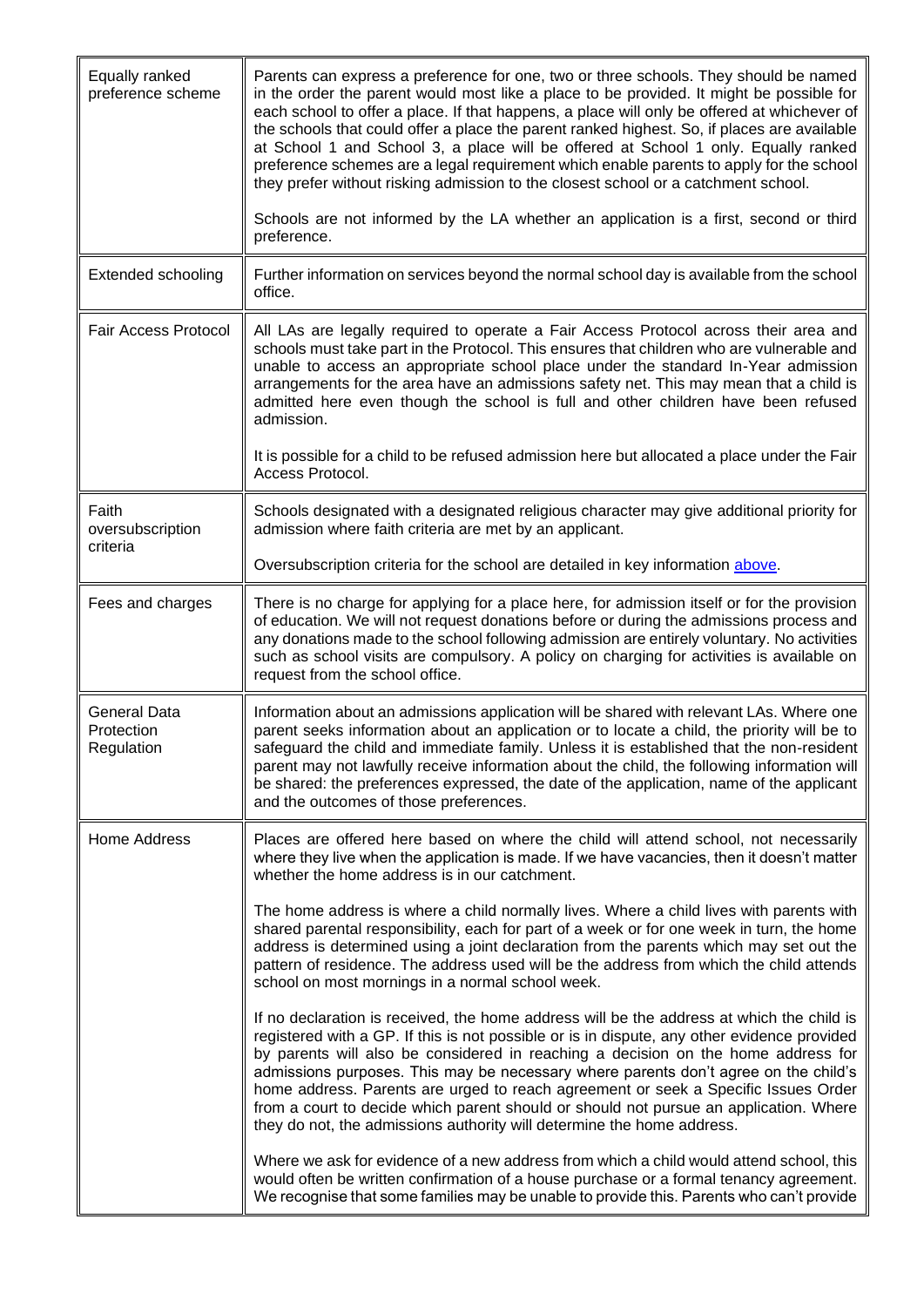| | |
|---|---|
| Equally ranked preference scheme | Parents can express a preference for one, two or three schools. They should be named in the order the parent would most like a place to be provided. It might be possible for each school to offer a place. If that happens, a place will only be offered at whichever of the schools that could offer a place the parent ranked highest. So, if places are available at School 1 and School 3, a place will be offered at School 1 only. Equally ranked preference schemes are a legal requirement which enable parents to apply for the school they prefer without risking admission to the closest school or a catchment school.<br><br>Schools are not informed by the LA whether an application is a first, second or third preference. |
| Extended schooling | Further information on services beyond the normal school day is available from the school office. |
| Fair Access Protocol | All LAs are legally required to operate a Fair Access Protocol across their area and schools must take part in the Protocol. This ensures that children who are vulnerable and unable to access an appropriate school place under the standard In-Year admission arrangements for the area have an admissions safety net. This may mean that a child is admitted here even though the school is full and other children have been refused admission.<br><br>It is possible for a child to be refused admission here but allocated a place under the Fair Access Protocol. |
| Faith oversubscription criteria | Schools designated with a designated religious character may give additional priority for admission where faith criteria are met by an applicant.<br><br>Oversubscription criteria for the school are detailed in key information [above]. |
| Fees and charges | There is no charge for applying for a place here, for admission itself or for the provision of education. We will not request donations before or during the admissions process and any donations made to the school following admission are entirely voluntary. No activities such as school visits are compulsory. A policy on charging for activities is available on request from the school office. |
| General Data Protection Regulation | Information about an admissions application will be shared with relevant LAs. Where one parent seeks information about an application or to locate a child, the priority will be to safeguard the child and immediate family. Unless it is established that the non-resident parent may not lawfully receive information about the child, the following information will be shared: the preferences expressed, the date of the application, name of the applicant and the outcomes of those preferences. |
| Home Address | Places are offered here based on where the child will attend school, not necessarily where they live when the application is made. If we have vacancies, then it doesn't matter whether the home address is in our catchment.<br><br>The home address is where a child normally lives. Where a child lives with parents with shared parental responsibility, each for part of a week or for one week in turn, the home address is determined using a joint declaration from the parents which may set out the pattern of residence. The address used will be the address from which the child attends school on most mornings in a normal school week.<br><br>If no declaration is received, the home address will be the address at which the child is registered with a GP. If this is not possible or is in dispute, any other evidence provided by parents will also be considered in reaching a decision on the home address for admissions purposes. This may be necessary where parents don't agree on the child's home address. Parents are urged to reach agreement or seek a Specific Issues Order from a court to decide which parent should or should not pursue an application. Where they do not, the admissions authority will determine the home address.<br><br>Where we ask for evidence of a new address from which a child would attend school, this would often be written confirmation of a house purchase or a formal tenancy agreement. We recognise that some families may be unable to provide this. Parents who can't provide |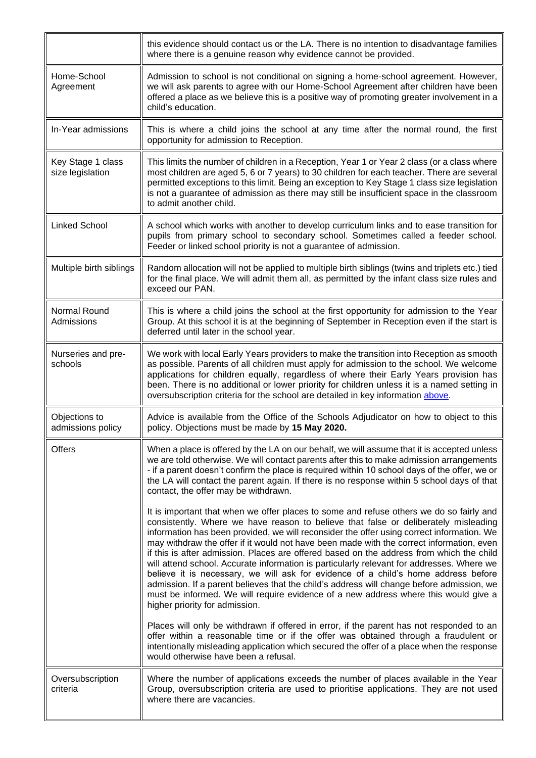| | |
|---|---|
| | this evidence should contact us or the LA. There is no intention to disadvantage families where there is a genuine reason why evidence cannot be provided. |
| Home-School Agreement | Admission to school is not conditional on signing a home-school agreement. However, we will ask parents to agree with our Home-School Agreement after children have been offered a place as we believe this is a positive way of promoting greater involvement in a child's education. |
| In-Year admissions | This is where a child joins the school at any time after the normal round, the first opportunity for admission to Reception. |
| Key Stage 1 class size legislation | This limits the number of children in a Reception, Year 1 or Year 2 class (or a class where most children are aged 5, 6 or 7 years) to 30 children for each teacher. There are several permitted exceptions to this limit. Being an exception to Key Stage 1 class size legislation is not a guarantee of admission as there may still be insufficient space in the classroom to admit another child. |
| Linked School | A school which works with another to develop curriculum links and to ease transition for pupils from primary school to secondary school. Sometimes called a feeder school. Feeder or linked school priority is not a guarantee of admission. |
| Multiple birth siblings | Random allocation will not be applied to multiple birth siblings (twins and triplets etc.) tied for the final place. We will admit them all, as permitted by the infant class size rules and exceed our PAN. |
| Normal Round Admissions | This is where a child joins the school at the first opportunity for admission to the Year Group. At this school it is at the beginning of September in Reception even if the start is deferred until later in the school year. |
| Nurseries and pre-schools | We work with local Early Years providers to make the transition into Reception as smooth as possible. Parents of all children must apply for admission to the school. We welcome applications for children equally, regardless of where their Early Years provision has been. There is no additional or lower priority for children unless it is a named setting in oversubscription criteria for the school are detailed in key information [above](). |
| Objections to admissions policy | Advice is available from the Office of the Schools Adjudicator on how to object to this policy. Objections must be made by **15 May 2020.** |
| Offers | When a place is offered by the LA on our behalf, we will assume that it is accepted unless we are told otherwise. We will contact parents after this to make admission arrangements - if a parent doesn't confirm the place is required within 10 school days of the offer, we or the LA will contact the parent again. If there is no response within 5 school days of that contact, the offer may be withdrawn.<br><br>It is important that when we offer places to some and refuse others we do so fairly and consistently. Where we have reason to believe that false or deliberately misleading information has been provided, we will reconsider the offer using correct information. We may withdraw the offer if it would not have been made with the correct information, even if this is after admission. Places are offered based on the address from which the child will attend school. Accurate information is particularly relevant for addresses. Where we believe it is necessary, we will ask for evidence of a child's home address before admission. If a parent believes that the child's address will change before admission, we must be informed. We will require evidence of a new address where this would give a higher priority for admission.<br><br>Places will only be withdrawn if offered in error, if the parent has not responded to an offer within a reasonable time or if the offer was obtained through a fraudulent or intentionally misleading application which secured the offer of a place when the response would otherwise have been a refusal. |
| Oversubscription criteria | Where the number of applications exceeds the number of places available in the Year Group, oversubscription criteria are used to prioritise applications. They are not used where there are vacancies. |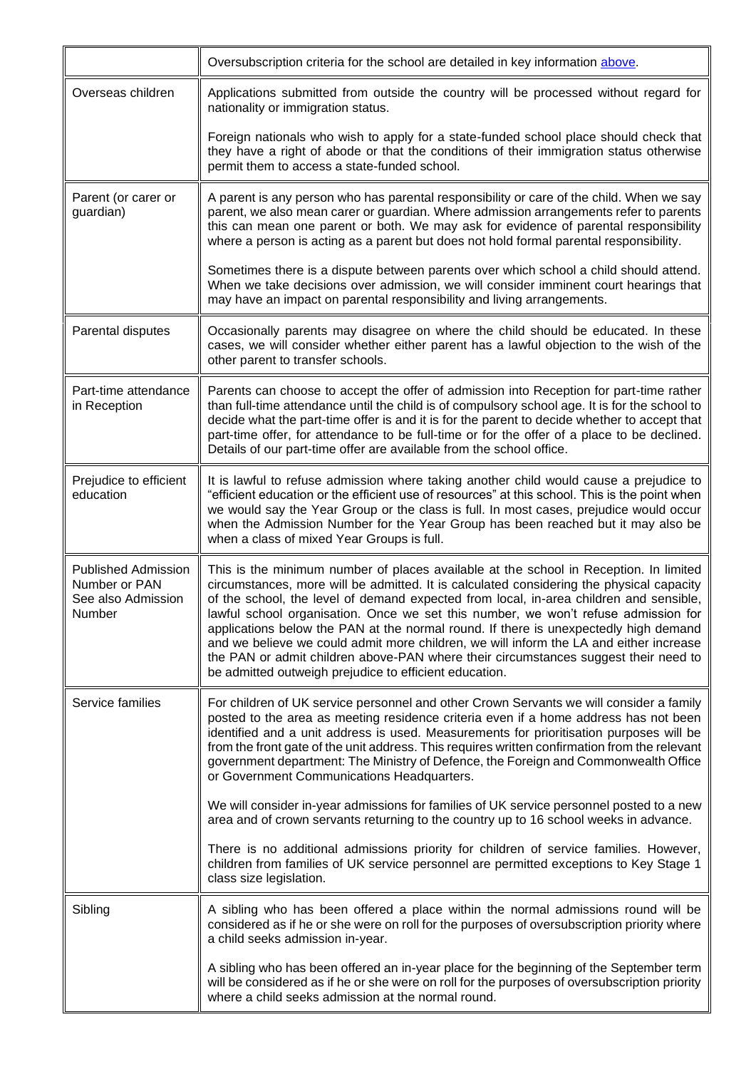| | |
|---|---|
| | Oversubscription criteria for the school are detailed in key information above. |
| Overseas children | Applications submitted from outside the country will be processed without regard for nationality or immigration status.<br><br>Foreign nationals who wish to apply for a state-funded school place should check that they have a right of abode or that the conditions of their immigration status otherwise permit them to access a state-funded school. |
| Parent (or carer or guardian) | A parent is any person who has parental responsibility or care of the child. When we say parent, we also mean carer or guardian. Where admission arrangements refer to parents this can mean one parent or both. We may ask for evidence of parental responsibility where a person is acting as a parent but does not hold formal parental responsibility.<br><br>Sometimes there is a dispute between parents over which school a child should attend. When we take decisions over admission, we will consider imminent court hearings that may have an impact on parental responsibility and living arrangements. |
| Parental disputes | Occasionally parents may disagree on where the child should be educated. In these cases, we will consider whether either parent has a lawful objection to the wish of the other parent to transfer schools. |
| Part-time attendance in Reception | Parents can choose to accept the offer of admission into Reception for part-time rather than full-time attendance until the child is of compulsory school age. It is for the school to decide what the part-time offer is and it is for the parent to decide whether to accept that part-time offer, for attendance to be full-time or for the offer of a place to be declined. Details of our part-time offer are available from the school office. |
| Prejudice to efficient education | It is lawful to refuse admission where taking another child would cause a prejudice to "efficient education or the efficient use of resources" at this school. This is the point when we would say the Year Group or the class is full. In most cases, prejudice would occur when the Admission Number for the Year Group has been reached but it may also be when a class of mixed Year Groups is full. |
| Published Admission Number or PAN See also Admission Number | This is the minimum number of places available at the school in Reception. In limited circumstances, more will be admitted. It is calculated considering the physical capacity of the school, the level of demand expected from local, in-area children and sensible, lawful school organisation. Once we set this number, we won't refuse admission for applications below the PAN at the normal round. If there is unexpectedly high demand and we believe we could admit more children, we will inform the LA and either increase the PAN or admit children above-PAN where their circumstances suggest their need to be admitted outweigh prejudice to efficient education. |
| Service families | For children of UK service personnel and other Crown Servants we will consider a family posted to the area as meeting residence criteria even if a home address has not been identified and a unit address is used. Measurements for prioritisation purposes will be from the front gate of the unit address. This requires written confirmation from the relevant government department: The Ministry of Defence, the Foreign and Commonwealth Office or Government Communications Headquarters.<br><br>We will consider in-year admissions for families of UK service personnel posted to a new area and of crown servants returning to the country up to 16 school weeks in advance.<br><br>There is no additional admissions priority for children of service families. However, children from families of UK service personnel are permitted exceptions to Key Stage 1 class size legislation. |
| Sibling | A sibling who has been offered a place within the normal admissions round will be considered as if he or she were on roll for the purposes of oversubscription priority where a child seeks admission in-year.<br><br>A sibling who has been offered an in-year place for the beginning of the September term will be considered as if he or she were on roll for the purposes of oversubscription priority where a child seeks admission at the normal round. |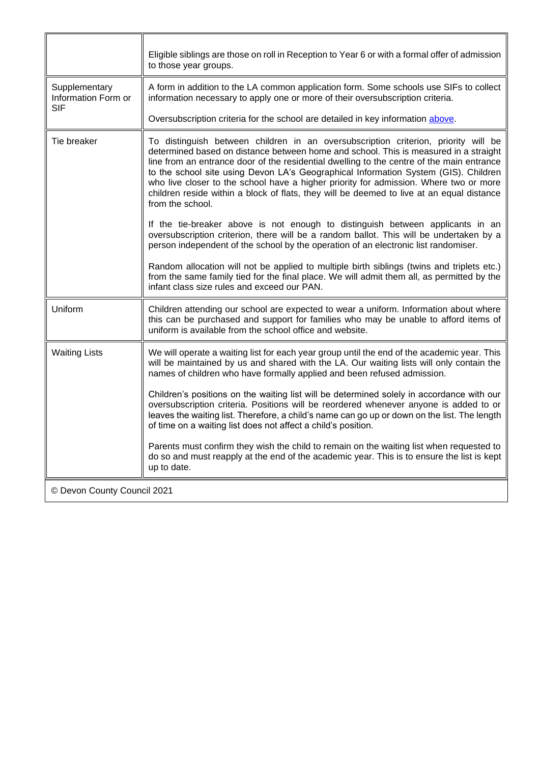| | |
|---|---|
| | Eligible siblings are those on roll in Reception to Year 6 or with a formal offer of admission to those year groups. |
| Supplementary Information Form or SIF | A form in addition to the LA common application form. Some schools use SIFs to collect information necessary to apply one or more of their oversubscription criteria.<br><br>Oversubscription criteria for the school are detailed in key information above. |
| Tie breaker | To distinguish between children in an oversubscription criterion, priority will be determined based on distance between home and school. This is measured in a straight line from an entrance door of the residential dwelling to the centre of the main entrance to the school site using Devon LA's Geographical Information System (GIS). Children who live closer to the school have a higher priority for admission. Where two or more children reside within a block of flats, they will be deemed to live at an equal distance from the school.<br><br>If the tie-breaker above is not enough to distinguish between applicants in an oversubscription criterion, there will be a random ballot. This will be undertaken by a person independent of the school by the operation of an electronic list randomiser.<br><br>Random allocation will not be applied to multiple birth siblings (twins and triplets etc.) from the same family tied for the final place. We will admit them all, as permitted by the infant class size rules and exceed our PAN. |
| Uniform | Children attending our school are expected to wear a uniform. Information about where this can be purchased and support for families who may be unable to afford items of uniform is available from the school office and website. |
| Waiting Lists | We will operate a waiting list for each year group until the end of the academic year. This will be maintained by us and shared with the LA. Our waiting lists will only contain the names of children who have formally applied and been refused admission.<br><br>Children's positions on the waiting list will be determined solely in accordance with our oversubscription criteria. Positions will be reordered whenever anyone is added to or leaves the waiting list. Therefore, a child's name can go up or down on the list. The length of time on a waiting list does not affect a child's position.<br><br>Parents must confirm they wish the child to remain on the waiting list when requested to do so and must reapply at the end of the academic year. This is to ensure the list is kept up to date. |

© Devon County Council 2021